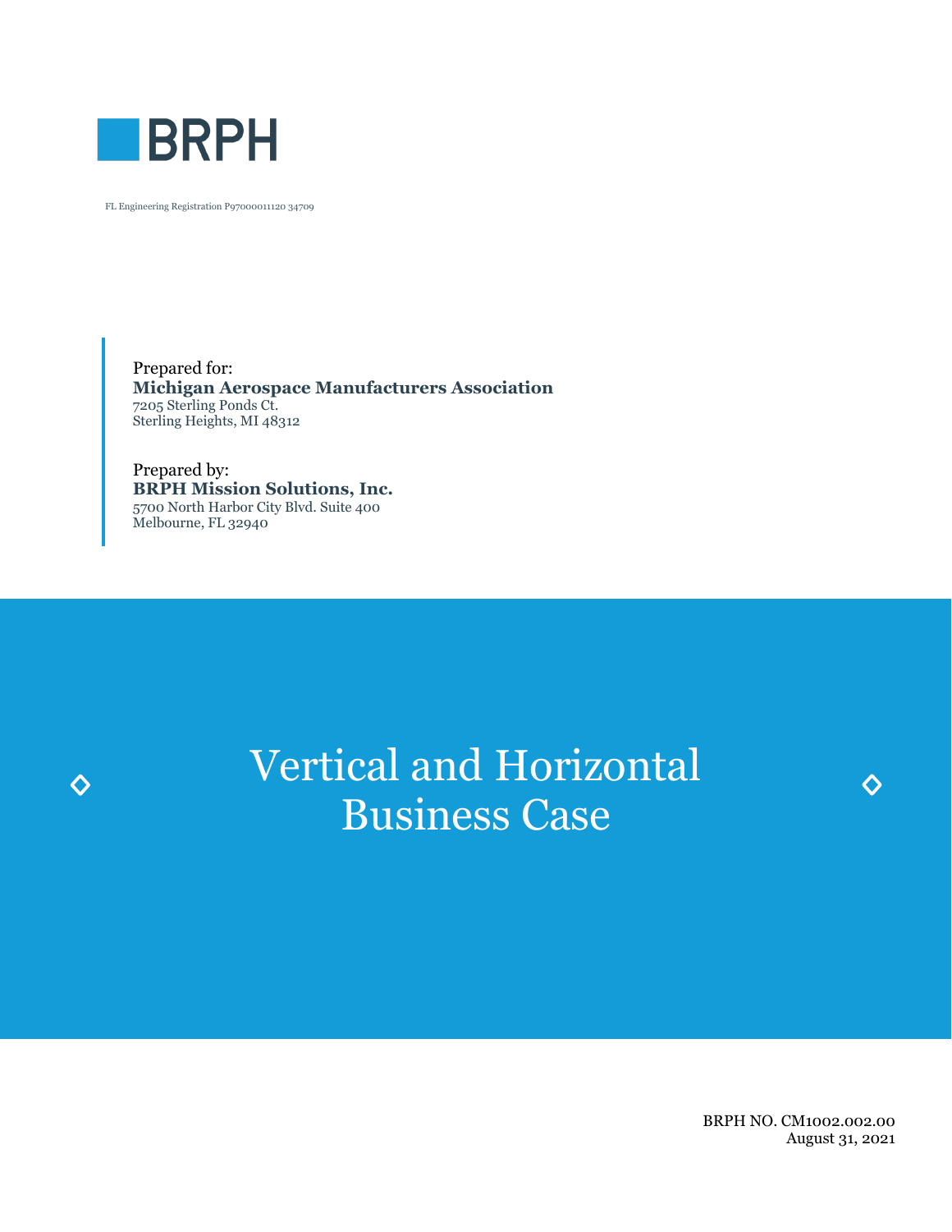BRPH

FL Engineering Registration P97000011120 34709

Prepared for:
**Michigan Aerospace Manufacturers Association**
7205 Sterling Ponds Ct.
Sterling Heights, MI 48312

Prepared by:
**BRPH Mission Solutions, Inc.**
5700 North Harbor City Blvd. Suite 400
Melbourne, FL 32940

# Vertical and Horizontal Business Case

BRPH NO. CM1002.002.00
August 31, 2021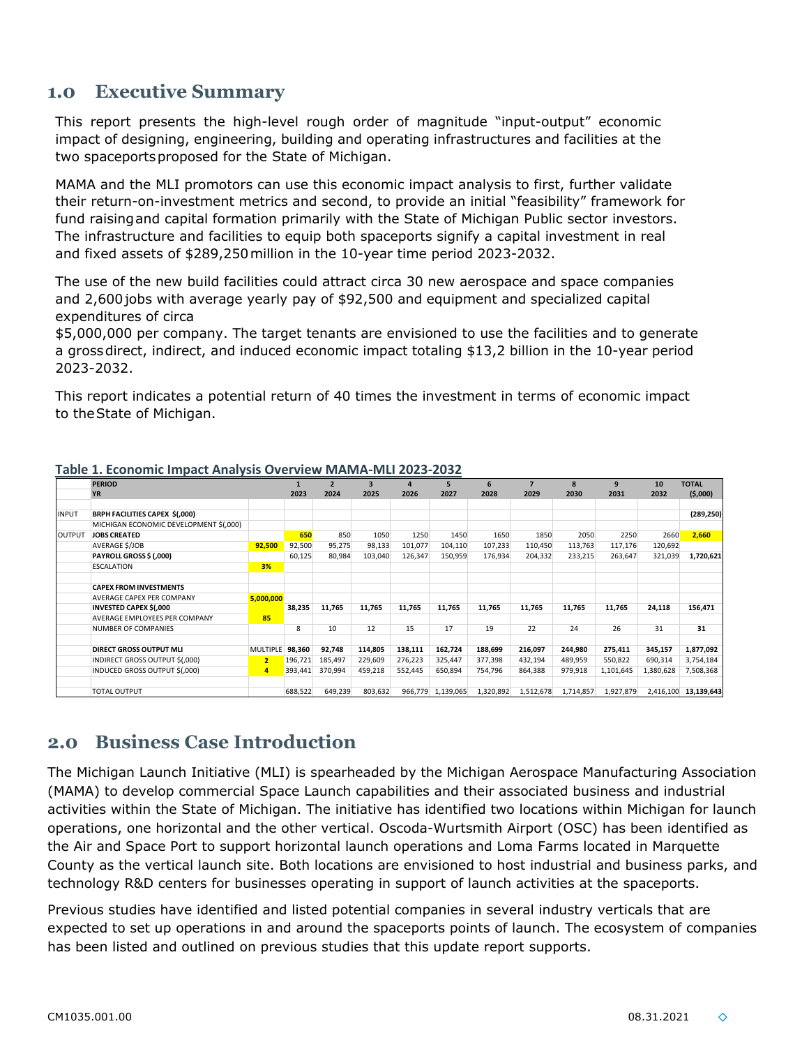## 1.0 Executive Summary

This report presents the high-level rough order of magnitude "input-output" economic impact of designing, engineering, building and operating infrastructures and facilities at the two spaceports proposed for the State of Michigan.

MAMA and the MLI promotors can use this economic impact analysis to first, further validate their return-on-investment metrics and second, to provide an initial "feasibility" framework for fund raising and capital formation primarily with the State of Michigan Public sector investors. The infrastructure and facilities to equip both spaceports signify a capital investment in real and fixed assets of $289,250 million in the 10-year time period 2023-2032.

The use of the new build facilities could attract circa 30 new aerospace and space companies and 2,600 jobs with average yearly pay of $92,500 and equipment and specialized capital expenditures of circa
$5,000,000 per company. The target tenants are envisioned to use the facilities and to generate a gross direct, indirect, and induced economic impact totaling $13,2 billion in the 10-year period 2023-2032.

This report indicates a potential return of 40 times the investment in terms of economic impact to the State of Michigan.

**Table 1. Economic Impact Analysis Overview MAMA-MLI 2023-2032**

| | PERIOD | | 1 | 2 | 3 | 4 | 5 | 6 | 7 | 8 | 9 | 10 | TOTAL |
|---|---|---|---|---|---|---|---|---|---|---|---|---|---|
| | YR | | 2023 | 2024 | 2025 | 2026 | 2027 | 2028 | 2029 | 2030 | 2031 | 2032 | ($,000) |
| INPUT | BRPH FACILITIES CAPEX $(,000) | | | | | | | | | | | | (289,250) |
| | MICHIGAN ECONOMIC DEVELOPMENT $(,000) | | | | | | | | | | | | |
| OUTPUT | JOBS CREATED | | 650 | 850 | 1050 | 1250 | 1450 | 1650 | 1850 | 2050 | 2250 | 2660 | 2,660 |
| | AVERAGE $/JOB | 92,500 | 92,500 | 95,275 | 98,133 | 101,077 | 104,110 | 107,233 | 110,450 | 113,763 | 117,176 | 120,692 | |
| | PAYROLL GROSS $ (,000) | | 60,125 | 80,984 | 103,040 | 126,347 | 150,959 | 176,934 | 204,332 | 233,215 | 263,647 | 321,039 | 1,720,621 |
| | ESCALATION | 3% | | | | | | | | | | | |
| | CAPEX FROM INVESTMENTS | | | | | | | | | | | | |
| | AVERAGE CAPEX PER COMPANY | 5,000,000 | | | | | | | | | | | |
| | INVESTED CAPEX $(,000 | | 38,235 | 11,765 | 11,765 | 11,765 | 11,765 | 11,765 | 11,765 | 11,765 | 11,765 | 24,118 | 156,471 |
| | AVERAGE EMPLOYEES PER COMPANY | 85 | | | | | | | | | | | |
| | NUMBER OF COMPANIES | | 8 | 10 | 12 | 15 | 17 | 19 | 22 | 24 | 26 | 31 | 31 |
| | DIRECT GROSS OUTPUT MLI | MULTIPLE | 98,360 | 92,748 | 114,805 | 138,111 | 162,724 | 188,699 | 216,097 | 244,980 | 275,411 | 345,157 | 1,877,092 |
| | INDIRECT GROSS OUTPUT $(,000) | 2 | 196,721 | 185,497 | 229,609 | 276,223 | 325,447 | 377,398 | 432,194 | 489,959 | 550,822 | 690,314 | 3,754,184 |
| | INDUCED GROSS OUTPUT $(,000) | 4 | 393,441 | 370,994 | 459,218 | 552,445 | 650,894 | 754,796 | 864,388 | 979,918 | 1,101,645 | 1,380,628 | 7,508,368 |
| | TOTAL OUTPUT | | 688,522 | 649,239 | 803,632 | 966,779 | 1,139,065 | 1,320,892 | 1,512,678 | 1,714,857 | 1,927,879 | 2,416,100 | 13,139,643 |

## 2.0 Business Case Introduction

The Michigan Launch Initiative (MLI) is spearheaded by the Michigan Aerospace Manufacturing Association (MAMA) to develop commercial Space Launch capabilities and their associated business and industrial activities within the State of Michigan. The initiative has identified two locations within Michigan for launch operations, one horizontal and the other vertical. Oscoda-Wurtsmith Airport (OSC) has been identified as the Air and Space Port to support horizontal launch operations and Loma Farms located in Marquette County as the vertical launch site. Both locations are envisioned to host industrial and business parks, and technology R&D centers for businesses operating in support of launch activities at the spaceports.

Previous studies have identified and listed potential companies in several industry verticals that are expected to set up operations in and around the spaceports points of launch. The ecosystem of companies has been listed and outlined on previous studies that this update report supports.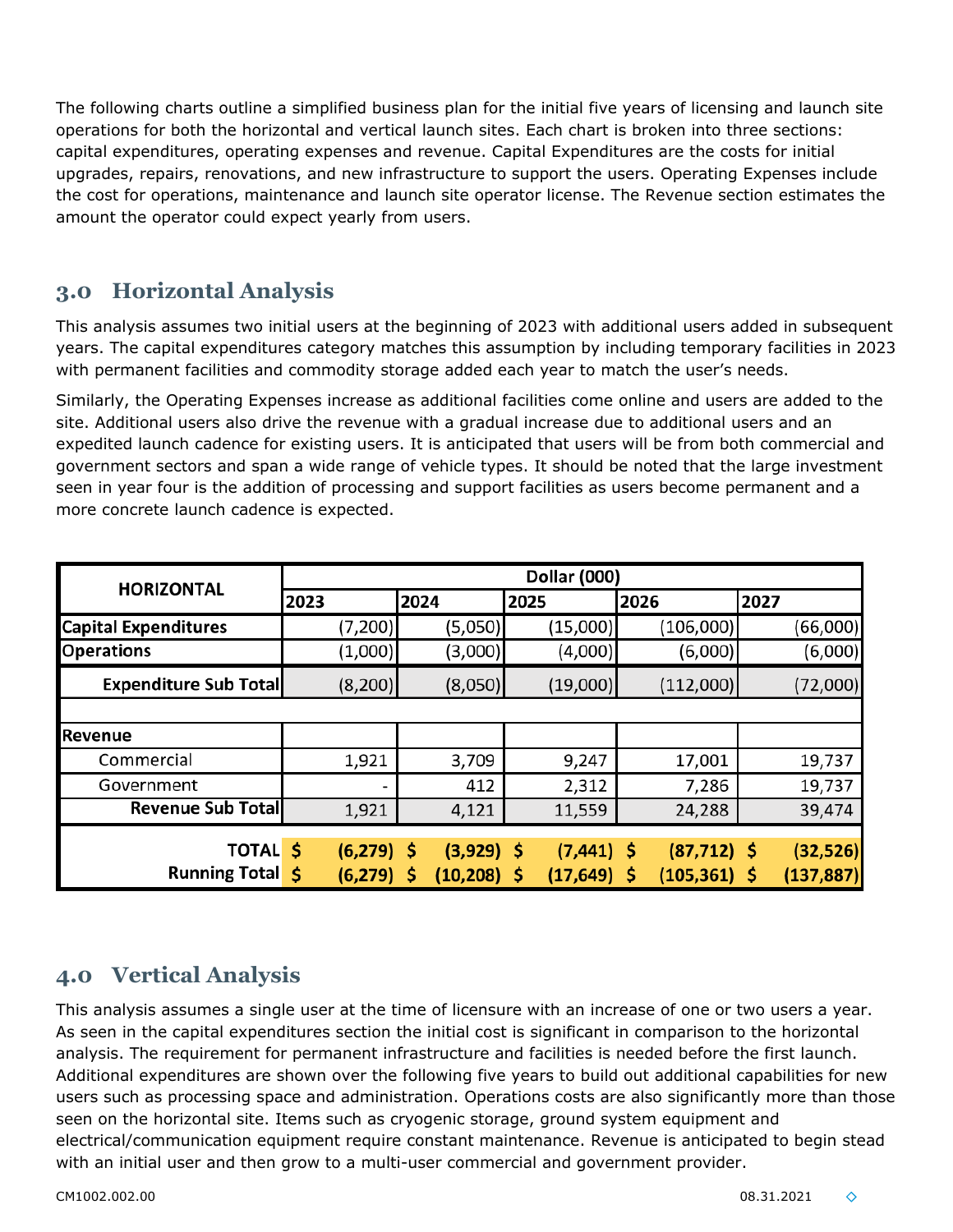The following charts outline a simplified business plan for the initial five years of licensing and launch site operations for both the horizontal and vertical launch sites. Each chart is broken into three sections: capital expenditures, operating expenses and revenue. Capital Expenditures are the costs for initial upgrades, repairs, renovations, and new infrastructure to support the users. Operating Expenses include the cost for operations, maintenance and launch site operator license. The Revenue section estimates the amount the operator could expect yearly from users.

## 3.0 Horizontal Analysis

This analysis assumes two initial users at the beginning of 2023 with additional users added in subsequent years. The capital expenditures category matches this assumption by including temporary facilities in 2023 with permanent facilities and commodity storage added each year to match the user's needs.

Similarly, the Operating Expenses increase as additional facilities come online and users are added to the site. Additional users also drive the revenue with a gradual increase due to additional users and an expedited launch cadence for existing users. It is anticipated that users will be from both commercial and government sectors and span a wide range of vehicle types. It should be noted that the large investment seen in year four is the addition of processing and support facilities as users become permanent and a more concrete launch cadence is expected.

| HORIZONTAL | Dollar (000) | | | | |
|---|---|---|---|---|---|
| | 2023 | 2024 | 2025 | 2026 | 2027 |
| **Capital Expenditures** | (7,200) | (5,050) | (15,000) | (106,000) | (66,000) |
| **Operations** | (1,000) | (3,000) | (4,000) | (6,000) | (6,000) |
| **Expenditure Sub Total** | (8,200) | (8,050) | (19,000) | (112,000) | (72,000) |
| | | | | | |
| **Revenue** | | | | | |
| Commercial | 1,921 | 3,709 | 9,247 | 17,001 | 19,737 |
| Government | - | 412 | 2,312 | 7,286 | 19,737 |
| **Revenue Sub Total** | 1,921 | 4,121 | 11,559 | 24,288 | 39,474 |
| **TOTAL** | **$ (6,279)** | **$ (3,929)** | **$ (7,441)** | **$ (87,712)** | **$ (32,526)** |
| **Running Total** | **$ (6,279)** | **$ (10,208)** | **$ (17,649)** | **$ (105,361)** | **$ (137,887)** |

## 4.0 Vertical Analysis

This analysis assumes a single user at the time of licensure with an increase of one or two users a year. As seen in the capital expenditures section the initial cost is significant in comparison to the horizontal analysis. The requirement for permanent infrastructure and facilities is needed before the first launch. Additional expenditures are shown over the following five years to build out additional capabilities for new users such as processing space and administration. Operations costs are also significantly more than those seen on the horizontal site. Items such as cryogenic storage, ground system equipment and electrical/communication equipment require constant maintenance. Revenue is anticipated to begin stead with an initial user and then grow to a multi-user commercial and government provider.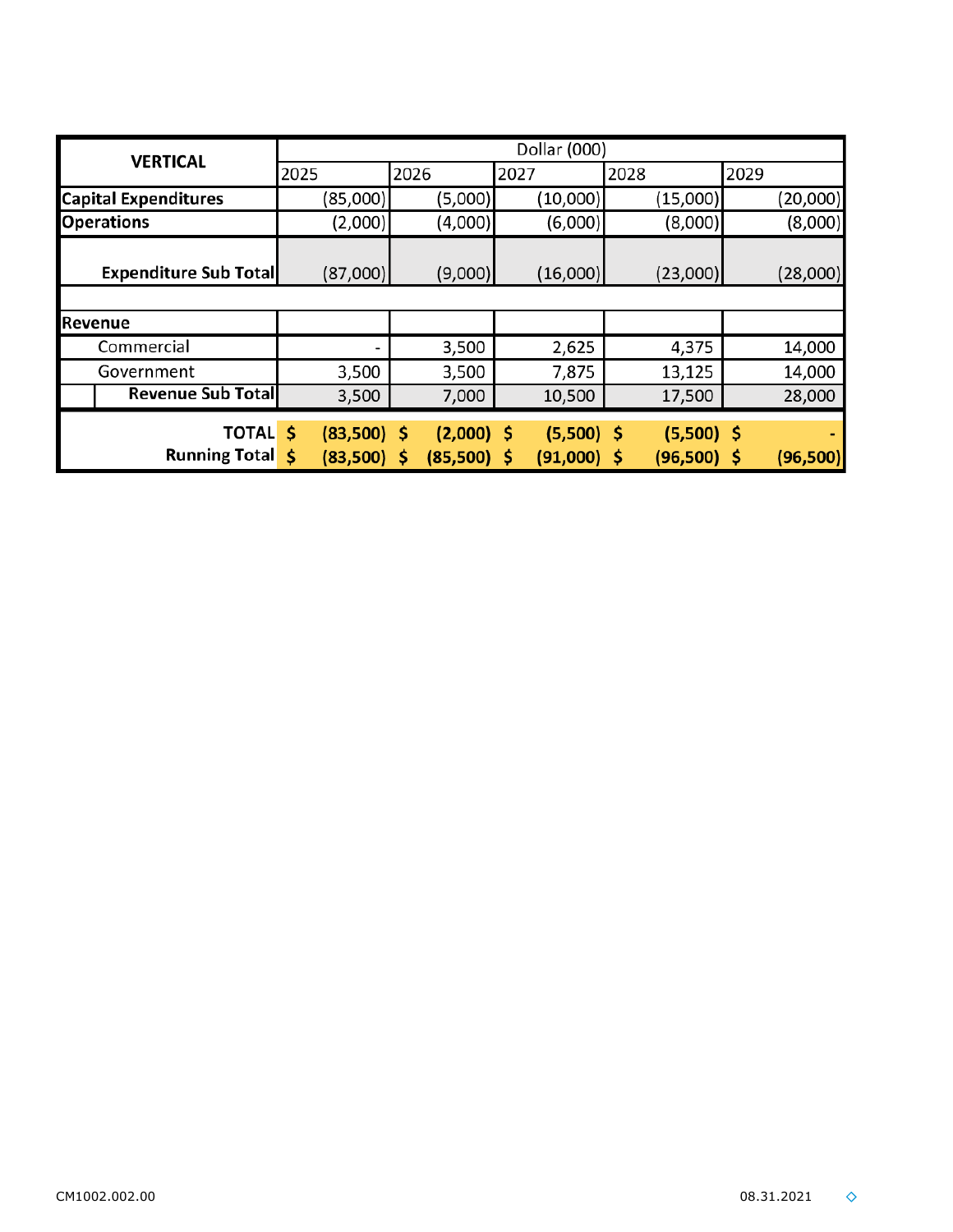| VERTICAL | Dollar (000) | | | | |
|---|---|---|---|---|---|
| | 2025 | 2026 | 2027 | 2028 | 2029 |
| **Capital Expenditures** | (85,000) | (5,000) | (10,000) | (15,000) | (20,000) |
| **Operations** | (2,000) | (4,000) | (6,000) | (8,000) | (8,000) |
| **Expenditure Sub Total** | (87,000) | (9,000) | (16,000) | (23,000) | (28,000) |
| | | | | | |
| **Revenue** | | | | | |
| Commercial | - | 3,500 | 2,625 | 4,375 | 14,000 |
| Government | 3,500 | 3,500 | 7,875 | 13,125 | 14,000 |
| **Revenue Sub Total** | 3,500 | 7,000 | 10,500 | 17,500 | 28,000 |
| **TOTAL** | **$ (83,500)** | **$ (2,000)** | **$ (5,500)** | **$ (5,500)** | **$ -** |
| **Running Total** | **$ (83,500)** | **$ (85,500)** | **$ (91,000)** | **$ (96,500)** | **$ (96,500)** |

CM1002.002.00

08.31.2021